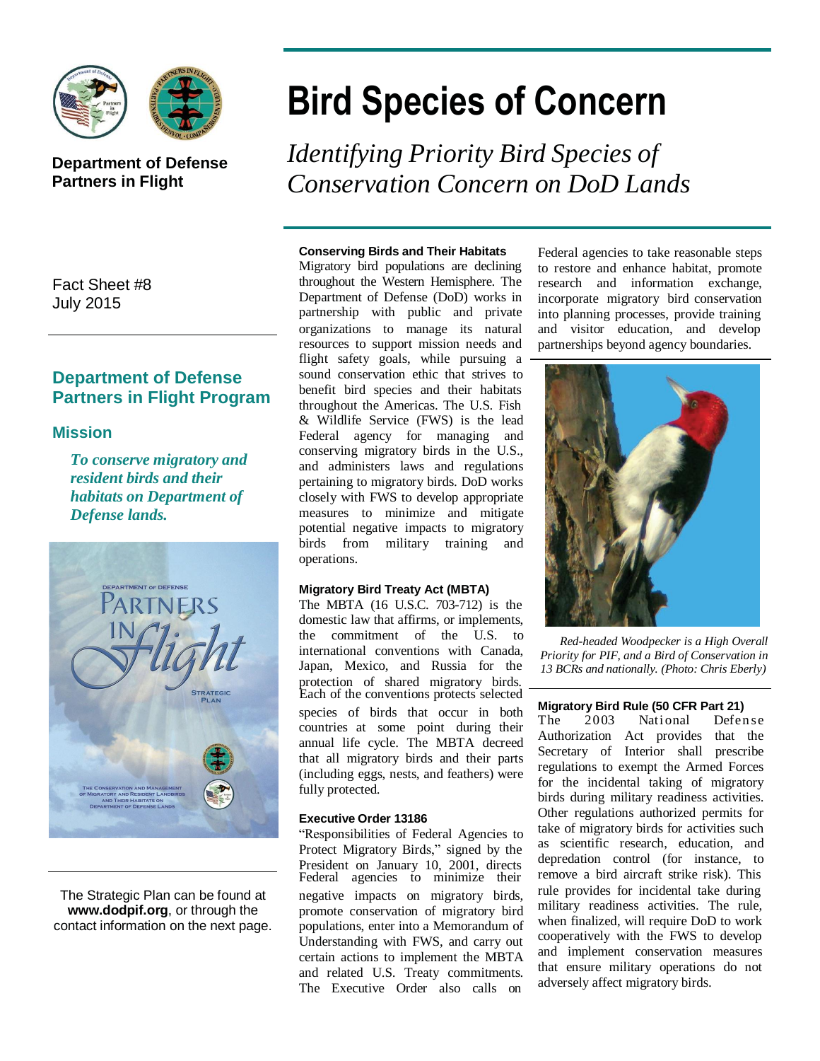**Department of Defense Partners in Flight**

# Bird Species of Concern

*Identifying Priority Bird Species of Conservation Concern on DoD Lands*

Fact Sheet #8
July 2015

## Department of Defense Partners in Flight Program

### Mission

***To conserve migratory and resident birds and their habitats on Department of Defense lands.***

The Strategic Plan can be found at **www.dodpif.org**, or through the contact information on the next page.

**Conserving Birds and Their Habitats**

Migratory bird populations are declining throughout the Western Hemisphere. The Department of Defense (DoD) works in partnership with public and private organizations to manage its natural resources to support mission needs and flight safety goals, while pursuing a sound conservation ethic that strives to benefit bird species and their habitats throughout the Americas. The U.S. Fish & Wildlife Service (FWS) is the lead Federal agency for managing and conserving migratory birds in the U.S., and administers laws and regulations pertaining to migratory birds. DoD works closely with FWS to develop appropriate measures to minimize and mitigate potential negative impacts to migratory birds from military training and operations.

**Migratory Bird Treaty Act (MBTA)**

The MBTA (16 U.S.C. 703-712) is the domestic law that affirms, or implements, the commitment of the U.S. to international conventions with Canada, Japan, Mexico, and Russia for the protection of shared migratory birds. Each of the conventions protects selected species of birds that occur in both countries at some point during their annual life cycle. The MBTA decreed that all migratory birds and their parts (including eggs, nests, and feathers) were fully protected.

**Executive Order 13186**

"Responsibilities of Federal Agencies to Protect Migratory Birds," signed by the President on January 10, 2001, directs Federal agencies to minimize their negative impacts on migratory birds, promote conservation of migratory bird populations, enter into a Memorandum of Understanding with FWS, and carry out certain actions to implement the MBTA and related U.S. Treaty commitments. The Executive Order also calls on Federal agencies to take reasonable steps to restore and enhance habitat, promote research and information exchange, incorporate migratory bird conservation into planning processes, provide training and visitor education, and develop partnerships beyond agency boundaries.

*Red-headed Woodpecker is a High Overall Priority for PIF, and a Bird of Conservation in 13 BCRs and nationally. (Photo: Chris Eberly)*

**Migratory Bird Rule (50 CFR Part 21)**

The 2003 National Defense Authorization Act provides that the Secretary of Interior shall prescribe regulations to exempt the Armed Forces for the incidental taking of migratory birds during military readiness activities. Other regulations authorized permits for take of migratory birds for activities such as scientific research, education, and depredation control (for instance, to remove a bird aircraft strike risk). This rule provides for incidental take during military readiness activities. The rule, when finalized, will require DoD to work cooperatively with the FWS to develop and implement conservation measures that ensure military operations do not adversely affect migratory birds.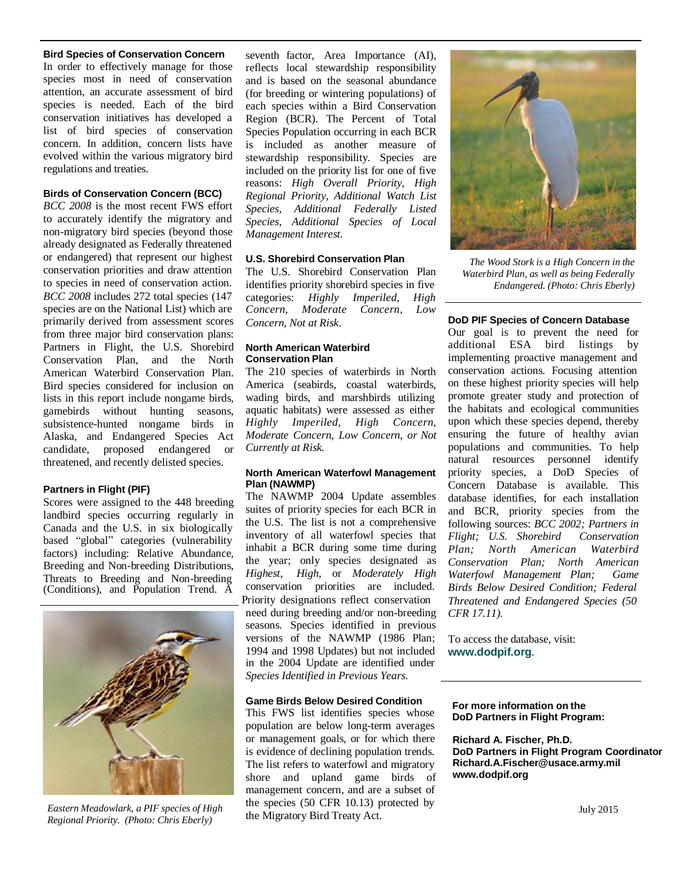### Bird Species of Conservation Concern

In order to effectively manage for those species most in need of conservation attention, an accurate assessment of bird species is needed. Each of the bird conservation initiatives has developed a list of bird species of conservation concern. In addition, concern lists have evolved within the various migratory bird regulations and treaties.

### Birds of Conservation Concern (BCC)

*BCC 2008* is the most recent FWS effort to accurately identify the migratory and non-migratory bird species (beyond those already designated as Federally threatened or endangered) that represent our highest conservation priorities and draw attention to species in need of conservation action. *BCC 2008* includes 272 total species (147 species are on the National List) which are primarily derived from assessment scores from three major bird conservation plans: Partners in Flight, the U.S. Shorebird Conservation Plan, and the North American Waterbird Conservation Plan. Bird species considered for inclusion on lists in this report include nongame birds, gamebirds without hunting seasons, subsistence-hunted nongame birds in Alaska, and Endangered Species Act candidate, proposed endangered or threatened, and recently delisted species.

### Partners in Flight (PIF)

Scores were assigned to the 448 breeding landbird species occurring regularly in Canada and the U.S. in six biologically based "global" categories (vulnerability factors) including: Relative Abundance, Breeding and Non-breeding Distributions, Threats to Breeding and Non-breeding (Conditions), and Population Trend. A seventh factor, Area Importance (AI), reflects local stewardship responsibility and is based on the seasonal abundance (for breeding or wintering populations) of each species within a Bird Conservation Region (BCR). The Percent of Total Species Population occurring in each BCR is included as another measure of stewardship responsibility. Species are included on the priority list for one of five reasons: *High Overall Priority, High Regional Priority, Additional Watch List Species, Additional Federally Listed Species, Additional Species of Local Management Interest.*

*Eastern Meadowlark, a PIF species of High Regional Priority. (Photo: Chris Eberly)*

### U.S. Shorebird Conservation Plan

The U.S. Shorebird Conservation Plan identifies priority shorebird species in five categories: *Highly Imperiled, High Concern, Moderate Concern, Low Concern, Not at Risk*.

### North American Waterbird Conservation Plan

The 210 species of waterbirds in North America (seabirds, coastal waterbirds, wading birds, and marshbirds utilizing aquatic habitats) were assessed as either *Highly Imperiled, High Concern, Moderate Concern, Low Concern, or Not Currently at Risk.*

### North American Waterfowl Management Plan (NAWMP)

The NAWMP 2004 Update assembles suites of priority species for each BCR in the U.S. The list is not a comprehensive inventory of all waterfowl species that inhabit a BCR during some time during the year; only species designated as *Highest, High*, or *Moderately High* conservation priorities are included. Priority designations reflect conservation need during breeding and/or non-breeding seasons. Species identified in previous versions of the NAWMP (1986 Plan; 1994 and 1998 Updates) but not included in the 2004 Update are identified under *Species Identified in Previous Years.*

### Game Birds Below Desired Condition

This FWS list identifies species whose population are below long-term averages or management goals, or for which there is evidence of declining population trends. The list refers to waterfowl and migratory shore and upland game birds of management concern, and are a subset of the species (50 CFR 10.13) protected by the Migratory Bird Treaty Act.

*The Wood Stork is a High Concern in the Waterbird Plan, as well as being Federally Endangered. (Photo: Chris Eberly)*

### DoD PIF Species of Concern Database

Our goal is to prevent the need for additional ESA bird listings by implementing proactive management and conservation actions. Focusing attention on these highest priority species will help promote greater study and protection of the habitats and ecological communities upon which these species depend, thereby ensuring the future of healthy avian populations and communities. To help natural resources personnel identify priority species, a DoD Species of Concern Database is available. This database identifies, for each installation and BCR, priority species from the following sources: *BCC 2002; Partners in Flight; U.S. Shorebird Conservation Plan; North American Waterbird Conservation Plan; North American Waterfowl Management Plan; Game Birds Below Desired Condition; Federal Threatened and Endangered Species (50 CFR 17.11).*

To access the database, visit: **www.dodpif.org**.

**For more information on the DoD Partners in Flight Program:**

**Richard A. Fischer, Ph.D.**
**DoD Partners in Flight Program Coordinator**
**Richard.A.Fischer@usace.army.mil**
**www.dodpif.org**

July 2015